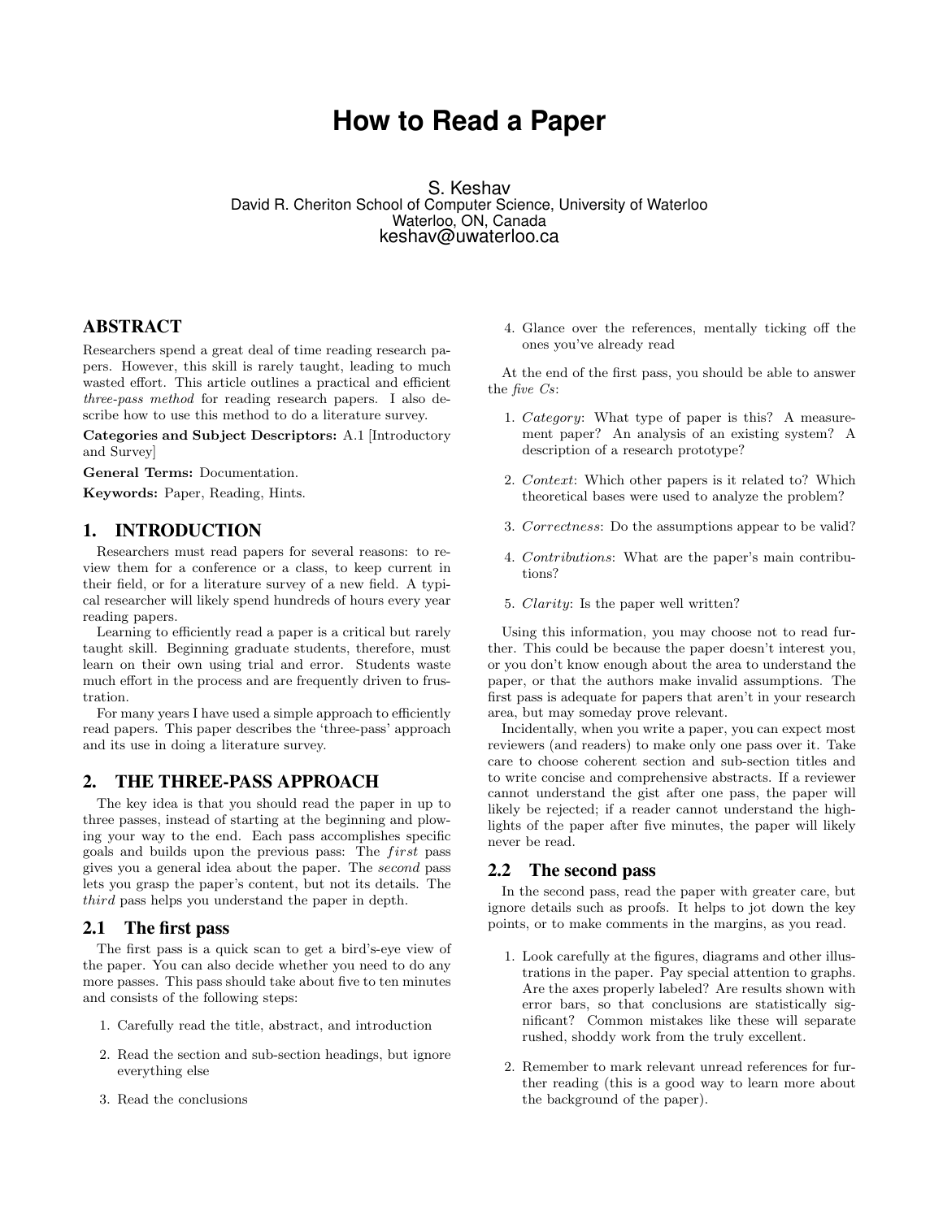# How to Read a Paper

S. Keshav
David R. Cheriton School of Computer Science, University of Waterloo
Waterloo, ON, Canada
keshav@uwaterloo.ca

## ABSTRACT

Researchers spend a great deal of time reading research papers. However, this skill is rarely taught, leading to much wasted effort. This article outlines a practical and efficient *three-pass method* for reading research papers. I also describe how to use this method to do a literature survey.

**Categories and Subject Descriptors:** A.1 [Introductory and Survey]

**General Terms:** Documentation.

**Keywords:** Paper, Reading, Hints.

## 1. INTRODUCTION

Researchers must read papers for several reasons: to review them for a conference or a class, to keep current in their field, or for a literature survey of a new field. A typical researcher will likely spend hundreds of hours every year reading papers.

Learning to efficiently read a paper is a critical but rarely taught skill. Beginning graduate students, therefore, must learn on their own using trial and error. Students waste much effort in the process and are frequently driven to frustration.

For many years I have used a simple approach to efficiently read papers. This paper describes the 'three-pass' approach and its use in doing a literature survey.

## 2. THE THREE-PASS APPROACH

The key idea is that you should read the paper in up to three passes, instead of starting at the beginning and plowing your way to the end. Each pass accomplishes specific goals and builds upon the previous pass: The *first* pass gives you a general idea about the paper. The *second* pass lets you grasp the paper's content, but not its details. The *third* pass helps you understand the paper in depth.

### 2.1 The first pass

The first pass is a quick scan to get a bird's-eye view of the paper. You can also decide whether you need to do any more passes. This pass should take about five to ten minutes and consists of the following steps:

1. Carefully read the title, abstract, and introduction
2. Read the section and sub-section headings, but ignore everything else
3. Read the conclusions
4. Glance over the references, mentally ticking off the ones you've already read

At the end of the first pass, you should be able to answer the *five Cs*:

1. *Category*: What type of paper is this? A measurement paper? An analysis of an existing system? A description of a research prototype?
2. *Context*: Which other papers is it related to? Which theoretical bases were used to analyze the problem?
3. *Correctness*: Do the assumptions appear to be valid?
4. *Contributions*: What are the paper's main contributions?
5. *Clarity*: Is the paper well written?

Using this information, you may choose not to read further. This could be because the paper doesn't interest you, or you don't know enough about the area to understand the paper, or that the authors make invalid assumptions. The first pass is adequate for papers that aren't in your research area, but may someday prove relevant.

Incidentally, when you write a paper, you can expect most reviewers (and readers) to make only one pass over it. Take care to choose coherent section and sub-section titles and to write concise and comprehensive abstracts. If a reviewer cannot understand the gist after one pass, the paper will likely be rejected; if a reader cannot understand the highlights of the paper after five minutes, the paper will likely never be read.

### 2.2 The second pass

In the second pass, read the paper with greater care, but ignore details such as proofs. It helps to jot down the key points, or to make comments in the margins, as you read.

1. Look carefully at the figures, diagrams and other illustrations in the paper. Pay special attention to graphs. Are the axes properly labeled? Are results shown with error bars, so that conclusions are statistically significant? Common mistakes like these will separate rushed, shoddy work from the truly excellent.
2. Remember to mark relevant unread references for further reading (this is a good way to learn more about the background of the paper).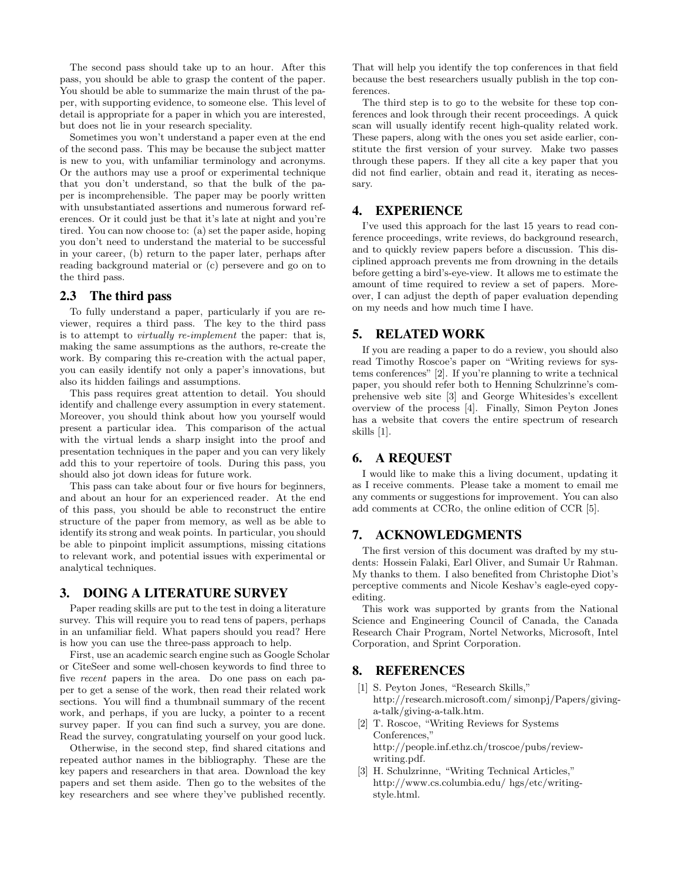The second pass should take up to an hour. After this pass, you should be able to grasp the content of the paper. You should be able to summarize the main thrust of the paper, with supporting evidence, to someone else. This level of detail is appropriate for a paper in which you are interested, but does not lie in your research speciality.

Sometimes you won't understand a paper even at the end of the second pass. This may be because the subject matter is new to you, with unfamiliar terminology and acronyms. Or the authors may use a proof or experimental technique that you don't understand, so that the bulk of the paper is incomprehensible. The paper may be poorly written with unsubstantiated assertions and numerous forward references. Or it could just be that it's late at night and you're tired. You can now choose to: (a) set the paper aside, hoping you don't need to understand the material to be successful in your career, (b) return to the paper later, perhaps after reading background material or (c) persevere and go on to the third pass.

### 2.3 The third pass

To fully understand a paper, particularly if you are reviewer, requires a third pass. The key to the third pass is to attempt to *virtually re-implement* the paper: that is, making the same assumptions as the authors, re-create the work. By comparing this re-creation with the actual paper, you can easily identify not only a paper's innovations, but also its hidden failings and assumptions.

This pass requires great attention to detail. You should identify and challenge every assumption in every statement. Moreover, you should think about how you yourself would present a particular idea. This comparison of the actual with the virtual lends a sharp insight into the proof and presentation techniques in the paper and you can very likely add this to your repertoire of tools. During this pass, you should also jot down ideas for future work.

This pass can take about four or five hours for beginners, and about an hour for an experienced reader. At the end of this pass, you should be able to reconstruct the entire structure of the paper from memory, as well as be able to identify its strong and weak points. In particular, you should be able to pinpoint implicit assumptions, missing citations to relevant work, and potential issues with experimental or analytical techniques.

## 3. DOING A LITERATURE SURVEY

Paper reading skills are put to the test in doing a literature survey. This will require you to read tens of papers, perhaps in an unfamiliar field. What papers should you read? Here is how you can use the three-pass approach to help.

First, use an academic search engine such as Google Scholar or CiteSeer and some well-chosen keywords to find three to five *recent* papers in the area. Do one pass on each paper to get a sense of the work, then read their related work sections. You will find a thumbnail summary of the recent work, and perhaps, if you are lucky, a pointer to a recent survey paper. If you can find such a survey, you are done. Read the survey, congratulating yourself on your good luck.

Otherwise, in the second step, find shared citations and repeated author names in the bibliography. These are the key papers and researchers in that area. Download the key papers and set them aside. Then go to the websites of the key researchers and see where they've published recently. That will help you identify the top conferences in that field because the best researchers usually publish in the top conferences.

The third step is to go to the website for these top conferences and look through their recent proceedings. A quick scan will usually identify recent high-quality related work. These papers, along with the ones you set aside earlier, constitute the first version of your survey. Make two passes through these papers. If they all cite a key paper that you did not find earlier, obtain and read it, iterating as necessary.

## 4. EXPERIENCE

I've used this approach for the last 15 years to read conference proceedings, write reviews, do background research, and to quickly review papers before a discussion. This disciplined approach prevents me from drowning in the details before getting a bird's-eye-view. It allows me to estimate the amount of time required to review a set of papers. Moreover, I can adjust the depth of paper evaluation depending on my needs and how much time I have.

## 5. RELATED WORK

If you are reading a paper to do a review, you should also read Timothy Roscoe's paper on "Writing reviews for systems conferences" [2]. If you're planning to write a technical paper, you should refer both to Henning Schulzrinne's comprehensive web site [3] and George Whitesides's excellent overview of the process [4]. Finally, Simon Peyton Jones has a website that covers the entire spectrum of research skills [1].

## 6. A REQUEST

I would like to make this a living document, updating it as I receive comments. Please take a moment to email me any comments or suggestions for improvement. You can also add comments at CCRo, the online edition of CCR [5].

## 7. ACKNOWLEDGMENTS

The first version of this document was drafted by my students: Hossein Falaki, Earl Oliver, and Sumair Ur Rahman. My thanks to them. I also benefited from Christophe Diot's perceptive comments and Nicole Keshav's eagle-eyed copy-editing.

This work was supported by grants from the National Science and Engineering Council of Canada, the Canada Research Chair Program, Nortel Networks, Microsoft, Intel Corporation, and Sprint Corporation.

## 8. REFERENCES

[1] S. Peyton Jones, "Research Skills," http://research.microsoft.com/ simonpj/Papers/giving-a-talk/giving-a-talk.htm.

[2] T. Roscoe, "Writing Reviews for Systems Conferences," http://people.inf.ethz.ch/troscoe/pubs/review-writing.pdf.

[3] H. Schulzrinne, "Writing Technical Articles," http://www.cs.columbia.edu/ hgs/etc/writing-style.html.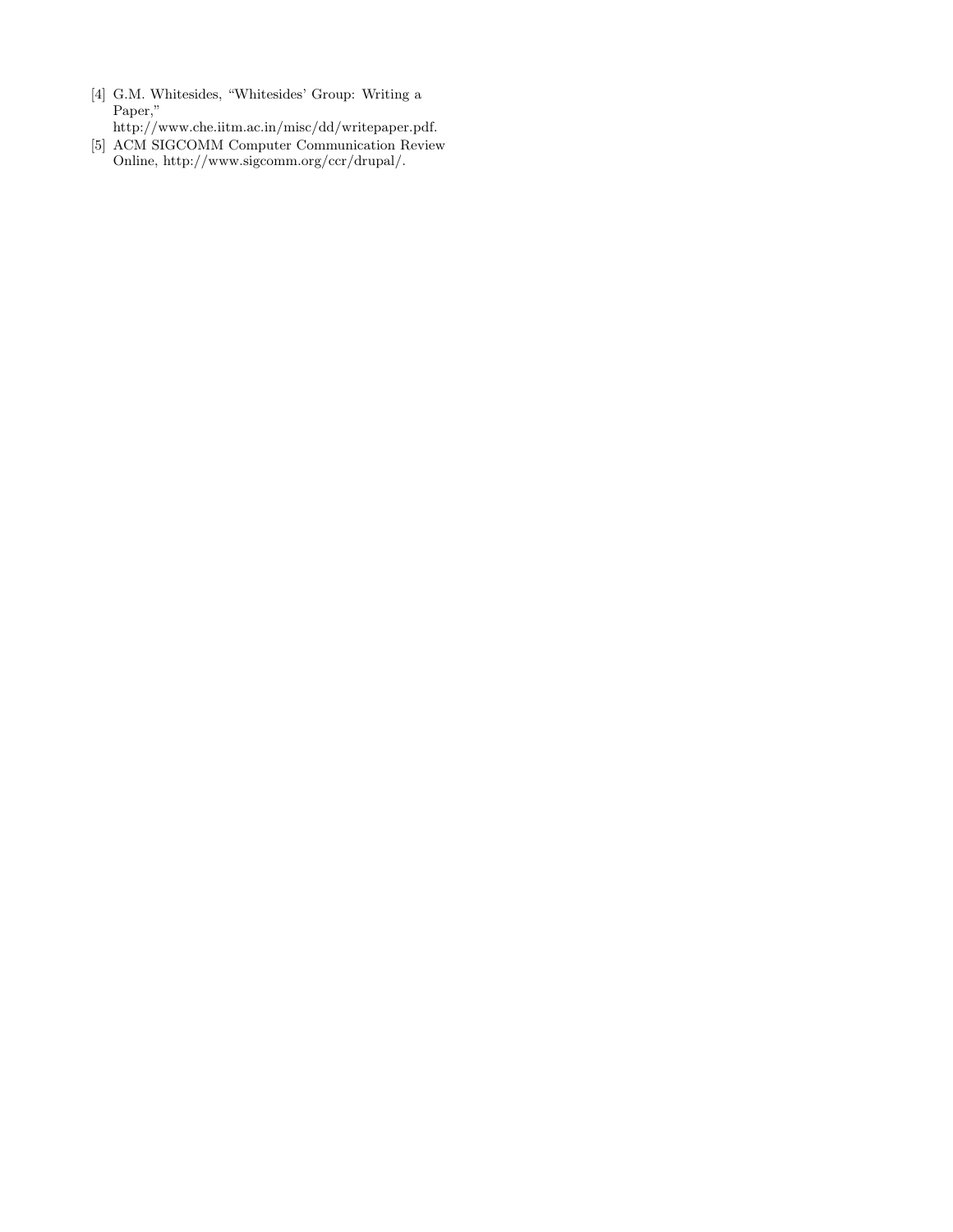[4] G.M. Whitesides, "Whitesides' Group: Writing a Paper," http://www.che.iitm.ac.in/misc/dd/writepaper.pdf.

[5] ACM SIGCOMM Computer Communication Review Online, http://www.sigcomm.org/ccr/drupal/.